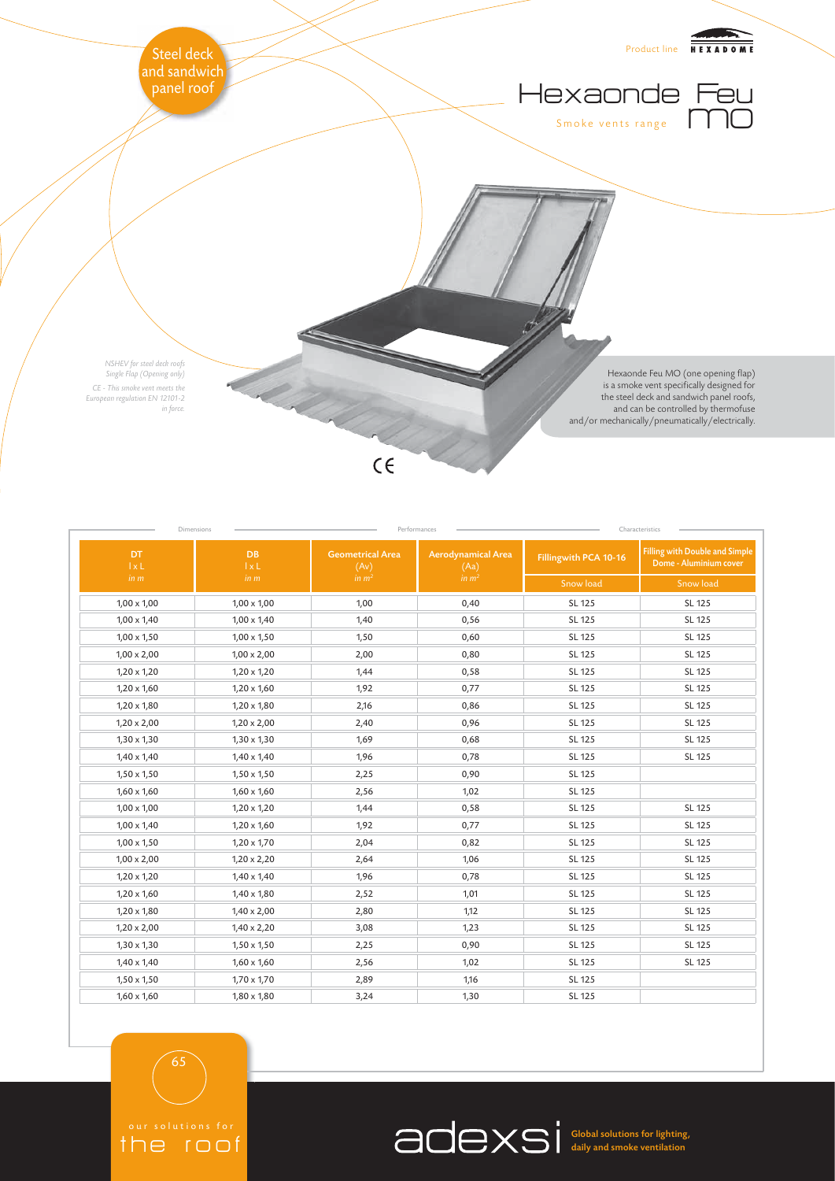Steel deck and sandwich panel roof

Product line HEXADOME

# Hexaonde Feu MO

Smoke vents range

*NSHEV for steel deck roofs*
*Single Flap (Opening only)*
*CE - This smoke vent meets the European regulation EN 12101-2 in force.*

Hexaonde Feu MO (one opening flap) is a smoke vent specifically designed for the steel deck and sandwich panel roofs, and can be controlled by thermofuse and/or mechanically/pneumatically/electrically.

CE

| Dimensions | | Performances | | Characteristics | |
|---|---|---|---|---|---|
| DT l x L *in m* | DB l x L *in m* | Geometrical Area (Av) *in m²* | Aerodynamical Area (Aa) *in m²* | Fillingwith PCA 10-16 | Filling with Double and Simple Dome - Aluminium cover |
| | | | | Snow load | Snow load |
| 1,00 x 1,00 | 1,00 x 1,00 | 1,00 | 0,40 | SL 125 | SL 125 |
| 1,00 x 1,40 | 1,00 x 1,40 | 1,40 | 0,56 | SL 125 | SL 125 |
| 1,00 x 1,50 | 1,00 x 1,50 | 1,50 | 0,60 | SL 125 | SL 125 |
| 1,00 x 2,00 | 1,00 x 2,00 | 2,00 | 0,80 | SL 125 | SL 125 |
| 1,20 x 1,20 | 1,20 x 1,20 | 1,44 | 0,58 | SL 125 | SL 125 |
| 1,20 x 1,60 | 1,20 x 1,60 | 1,92 | 0,77 | SL 125 | SL 125 |
| 1,20 x 1,80 | 1,20 x 1,80 | 2,16 | 0,86 | SL 125 | SL 125 |
| 1,20 x 2,00 | 1,20 x 2,00 | 2,40 | 0,96 | SL 125 | SL 125 |
| 1,30 x 1,30 | 1,30 x 1,30 | 1,69 | 0,68 | SL 125 | SL 125 |
| 1,40 x 1,40 | 1,40 x 1,40 | 1,96 | 0,78 | SL 125 | SL 125 |
| 1,50 x 1,50 | 1,50 x 1,50 | 2,25 | 0,90 | SL 125 | |
| 1,60 x 1,60 | 1,60 x 1,60 | 2,56 | 1,02 | SL 125 | |
| 1,00 x 1,00 | 1,20 x 1,20 | 1,44 | 0,58 | SL 125 | SL 125 |
| 1,00 x 1,40 | 1,20 x 1,60 | 1,92 | 0,77 | SL 125 | SL 125 |
| 1,00 x 1,50 | 1,20 x 1,70 | 2,04 | 0,82 | SL 125 | SL 125 |
| 1,00 x 2,00 | 1,20 x 2,20 | 2,64 | 1,06 | SL 125 | SL 125 |
| 1,20 x 1,20 | 1,40 x 1,40 | 1,96 | 0,78 | SL 125 | SL 125 |
| 1,20 x 1,60 | 1,40 x 1,80 | 2,52 | 1,01 | SL 125 | SL 125 |
| 1,20 x 1,80 | 1,40 x 2,00 | 2,80 | 1,12 | SL 125 | SL 125 |
| 1,20 x 2,00 | 1,40 x 2,20 | 3,08 | 1,23 | SL 125 | SL 125 |
| 1,30 x 1,30 | 1,50 x 1,50 | 2,25 | 0,90 | SL 125 | SL 125 |
| 1,40 x 1,40 | 1,60 x 1,60 | 2,56 | 1,02 | SL 125 | SL 125 |
| 1,50 x 1,50 | 1,70 x 1,70 | 2,89 | 1,16 | SL 125 | |
| 1,60 x 1,60 | 1,80 x 1,80 | 3,24 | 1,30 | SL 125 | |

our solutions for the roof

adexsi Global solutions for lighting, daily and smoke ventilation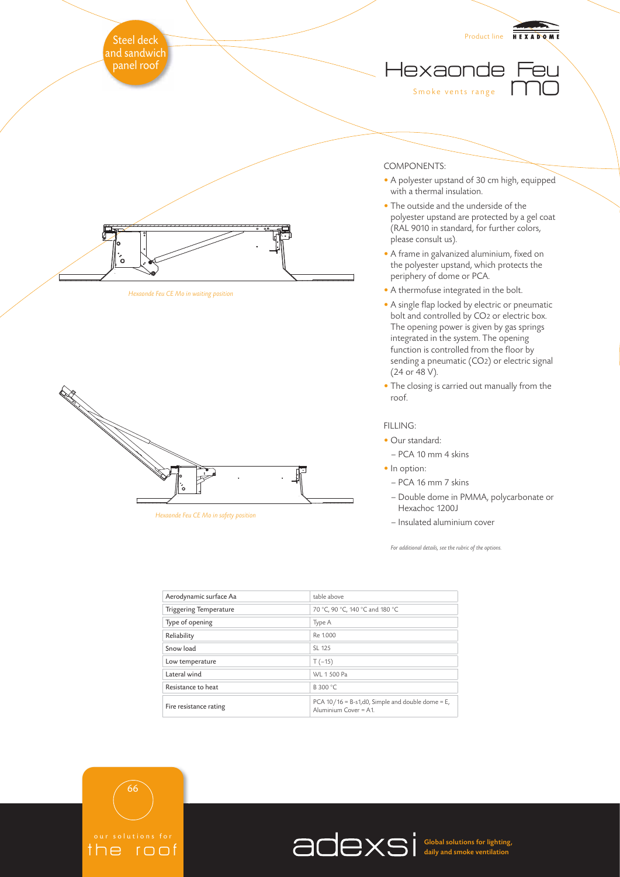Steel deck and sandwich panel roof

Product line HEXADOME

# Hexaonde Feu mo

Smoke vents range

*Hexaonde Feu CE Mo in waiting position*

*Hexaonde Feu CE Mo in safety position*

COMPONENTS:

- A polyester upstand of 30 cm high, equipped with a thermal insulation.
- The outside and the underside of the polyester upstand are protected by a gel coat (RAL 9010 in standard, for further colors, please consult us).
- A frame in galvanized aluminium, fixed on the polyester upstand, which protects the periphery of dome or PCA.
- A thermofuse integrated in the bolt.
- A single flap locked by electric or pneumatic bolt and controlled by $CO_2$ or electric box. The opening power is given by gas springs integrated in the system. The opening function is controlled from the floor by sending a pneumatic ($CO_2$) or electric signal (24 or 48 V).
- The closing is carried out manually from the roof.

FILLING:

- Our standard:
  - PCA 10 mm 4 skins
- In option:
  - PCA 16 mm 7 skins
  - Double dome in PMMA, polycarbonate or Hexachoc 1200J
  - Insulated aluminium cover

*For additional details, see the rubric of the options.*

| | |
|---|---|
| Aerodynamic surface Aa | table above |
| Triggering Temperature | 70 °C, 90 °C, 140 °C and 180 °C |
| Type of opening | Type A |
| Reliability | Re 1.000 |
| Snow load | SL 125 |
| Low temperature | T (−15) |
| Lateral wind | WL 1 500 Pa |
| Resistance to heat | B 300 °C |
| Fire resistance rating | PCA 10/16 = B-s1,d0, Simple and double dome = E, Aluminium Cover = A1. |

our solutions for the roof

adexsi Global solutions for lighting, daily and smoke ventilation